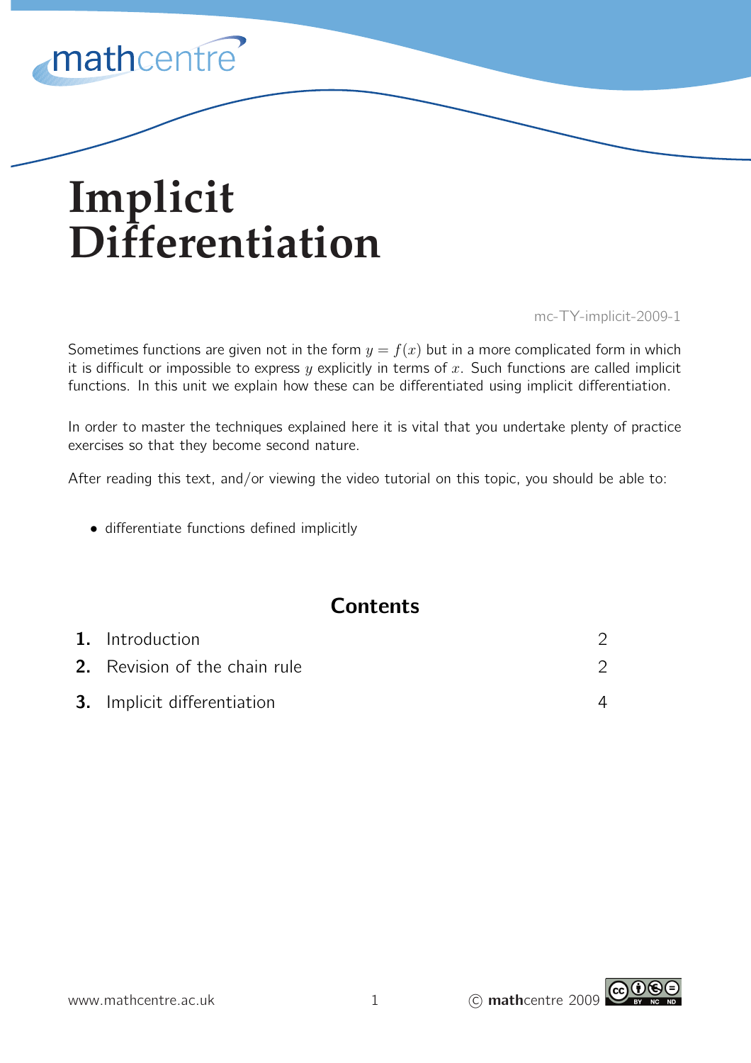# Implicit Differentiation

mc-TY-implicit-2009-1

Sometimes functions are given not in the form $y = f(x)$ but in a more complicated form in which it is difficult or impossible to express $y$ explicitly in terms of $x$. Such functions are called implicit functions. In this unit we explain how these can be differentiated using implicit differentiation.

In order to master the techniques explained here it is vital that you undertake plenty of practice exercises so that they become second nature.

After reading this text, and/or viewing the video tutorial on this topic, you should be able to:

- differentiate functions defined implicitly

## Contents

| | | |
|---|---|---|
| **1.** | Introduction | 2 |
| **2.** | Revision of the chain rule | 2 |
| **3.** | Implicit differentiation | 4 |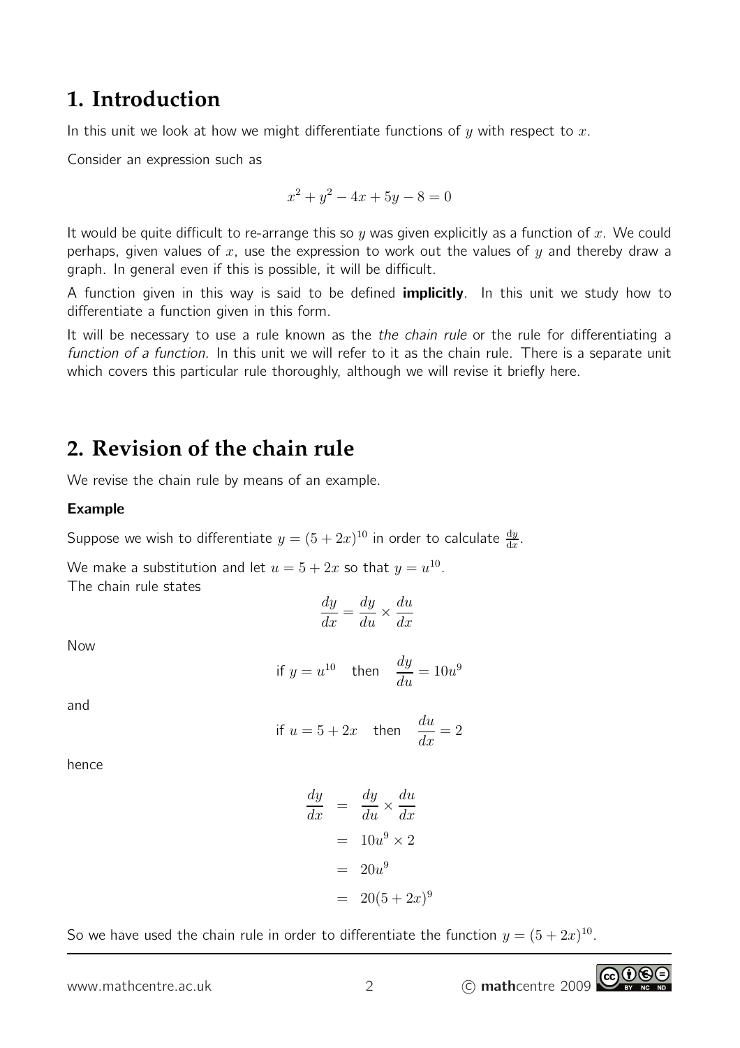## 1. Introduction

In this unit we look at how we might differentiate functions of $y$ with respect to $x$.

Consider an expression such as

$$x^2 + y^2 - 4x + 5y - 8 = 0$$

It would be quite difficult to re-arrange this so $y$ was given explicitly as a function of $x$. We could perhaps, given values of $x$, use the expression to work out the values of $y$ and thereby draw a graph. In general even if this is possible, it will be difficult.

A function given in this way is said to be defined **implicitly**. In this unit we study how to differentiate a function given in this form.

It will be necessary to use a rule known as the *the chain rule* or the rule for differentiating a *function of a function*. In this unit we will refer to it as the chain rule. There is a separate unit which covers this particular rule thoroughly, although we will revise it briefly here.

## 2. Revision of the chain rule

We revise the chain rule by means of an example.

**Example**

Suppose we wish to differentiate $y = (5 + 2x)^{10}$ in order to calculate $\frac{dy}{dx}$.

We make a substitution and let $u = 5 + 2x$ so that $y = u^{10}$.
The chain rule states

$$\frac{dy}{dx} = \frac{dy}{du} \times \frac{du}{dx}$$

Now

$$\text{if } y = u^{10} \quad \text{then} \quad \frac{dy}{du} = 10u^9$$

and

$$\text{if } u = 5 + 2x \quad \text{then} \quad \frac{du}{dx} = 2$$

hence

$$\begin{aligned}
\frac{dy}{dx} &= \frac{dy}{du} \times \frac{du}{dx} \\
&= 10u^9 \times 2 \\
&= 20u^9 \\
&= 20(5 + 2x)^9
\end{aligned}$$

So we have used the chain rule in order to differentiate the function $y = (5 + 2x)^{10}$.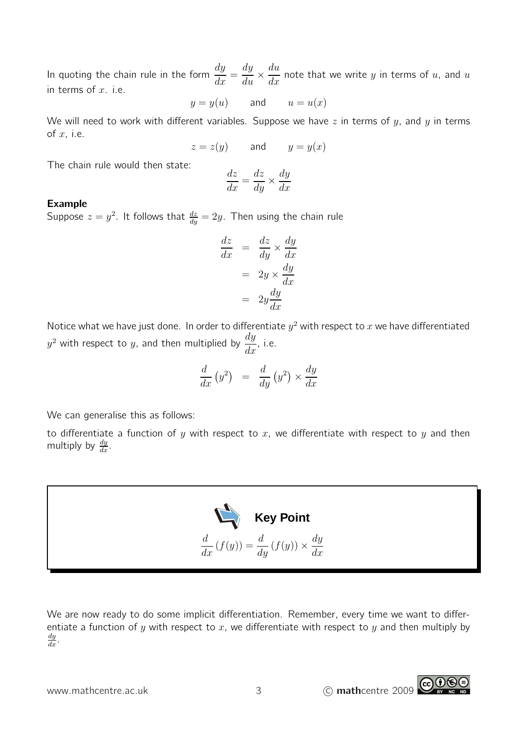In quoting the chain rule in the form $\dfrac{dy}{dx} = \dfrac{dy}{du} \times \dfrac{du}{dx}$ note that we write $y$ in terms of $u$, and $u$ in terms of $x$. i.e.

$$y = y(u) \qquad \text{and} \qquad u = u(x)$$

We will need to work with different variables. Suppose we have $z$ in terms of $y$, and $y$ in terms of $x$, i.e.

$$z = z(y) \qquad \text{and} \qquad y = y(x)$$

The chain rule would then state:

$$\frac{dz}{dx} = \frac{dz}{dy} \times \frac{dy}{dx}$$

**Example**

Suppose $z = y^2$. It follows that $\frac{dz}{dy} = 2y$. Then using the chain rule

$$\begin{aligned} \frac{dz}{dx} &= \frac{dz}{dy} \times \frac{dy}{dx} \\ &= 2y \times \frac{dy}{dx} \\ &= 2y\frac{dy}{dx} \end{aligned}$$

Notice what we have just done. In order to differentiate $y^2$ with respect to $x$ we have differentiated $y^2$ with respect to $y$, and then multiplied by $\dfrac{dy}{dx}$, i.e.

$$\frac{d}{dx}\left(y^2\right) = \frac{d}{dy}\left(y^2\right) \times \frac{dy}{dx}$$

We can generalise this as follows:

to differentiate a function of $y$ with respect to $x$, we differentiate with respect to $y$ and then multiply by $\frac{dy}{dx}$.

**Key Point**

$$\frac{d}{dx}\left(f(y)\right) = \frac{d}{dy}\left(f(y)\right) \times \frac{dy}{dx}$$

We are now ready to do some implicit differentiation. Remember, every time we want to differentiate a function of $y$ with respect to $x$, we differentiate with respect to $y$ and then multiply by $\frac{dy}{dx}$.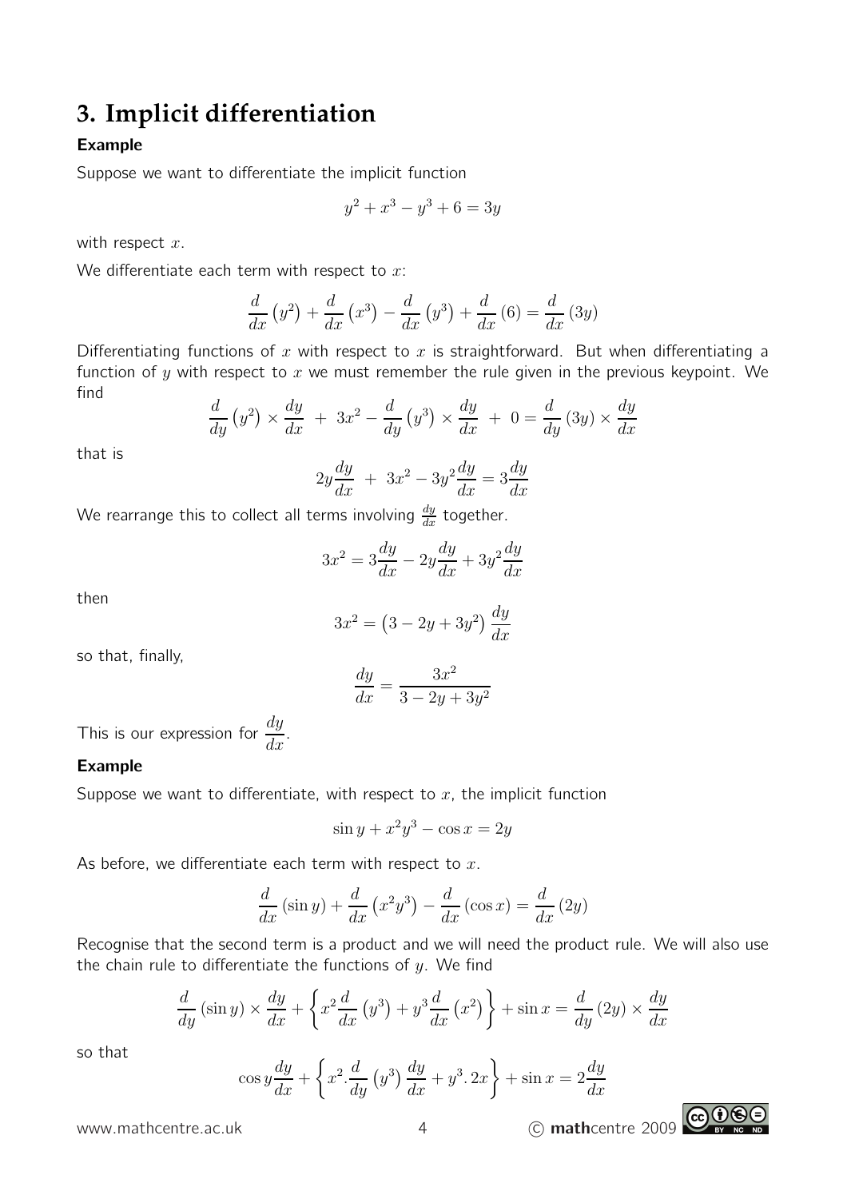# 3. Implicit differentiation

**Example**

Suppose we want to differentiate the implicit function

$$y^2 + x^3 - y^3 + 6 = 3y$$

with respect $x$.

We differentiate each term with respect to $x$:

$$\frac{d}{dx}\left(y^2\right) + \frac{d}{dx}\left(x^3\right) - \frac{d}{dx}\left(y^3\right) + \frac{d}{dx}(6) = \frac{d}{dx}(3y)$$

Differentiating functions of $x$ with respect to $x$ is straightforward. But when differentiating a function of $y$ with respect to $x$ we must remember the rule given in the previous keypoint. We find

$$\frac{d}{dy}\left(y^2\right) \times \frac{dy}{dx} \ + \ 3x^2 - \frac{d}{dy}\left(y^3\right) \times \frac{dy}{dx} \ + \ 0 = \frac{d}{dy}(3y) \times \frac{dy}{dx}$$

that is

$$2y\frac{dy}{dx} \ + \ 3x^2 - 3y^2\frac{dy}{dx} = 3\frac{dy}{dx}$$

We rearrange this to collect all terms involving $\frac{dy}{dx}$ together.

$$3x^2 = 3\frac{dy}{dx} - 2y\frac{dy}{dx} + 3y^2\frac{dy}{dx}$$

then

$$3x^2 = \left(3 - 2y + 3y^2\right)\frac{dy}{dx}$$

so that, finally,

$$\frac{dy}{dx} = \frac{3x^2}{3 - 2y + 3y^2}$$

This is our expression for $\frac{dy}{dx}$.

**Example**

Suppose we want to differentiate, with respect to $x$, the implicit function

$$\sin y + x^2y^3 - \cos x = 2y$$

As before, we differentiate each term with respect to $x$.

$$\frac{d}{dx}(\sin y) + \frac{d}{dx}\left(x^2y^3\right) - \frac{d}{dx}(\cos x) = \frac{d}{dx}(2y)$$

Recognise that the second term is a product and we will need the product rule. We will also use the chain rule to differentiate the functions of $y$. We find

$$\frac{d}{dy}(\sin y) \times \frac{dy}{dx} + \left\{x^2\frac{d}{dx}\left(y^3\right) + y^3\frac{d}{dx}\left(x^2\right)\right\} + \sin x = \frac{d}{dy}(2y) \times \frac{dy}{dx}$$

so that

$$\cos y\frac{dy}{dx} + \left\{x^2.\frac{d}{dy}\left(y^3\right)\frac{dy}{dx} + y^3.2x\right\} + \sin x = 2\frac{dy}{dx}$$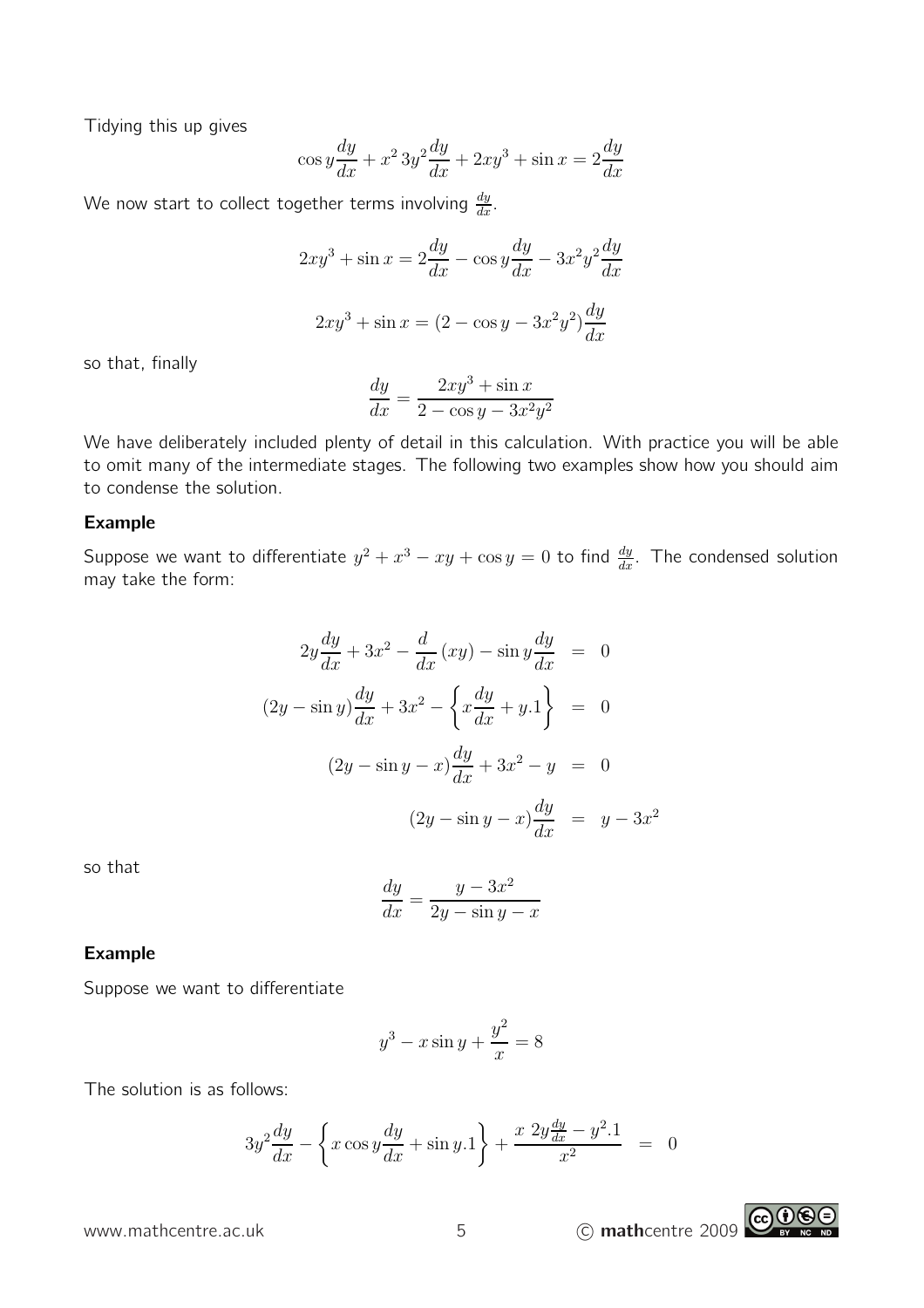Tidying this up gives

$$\cos y\frac{dy}{dx} + x^2\,3y^2\frac{dy}{dx} + 2xy^3 + \sin x = 2\frac{dy}{dx}$$

We now start to collect together terms involving $\frac{dy}{dx}$.

$$2xy^3 + \sin x = 2\frac{dy}{dx} - \cos y\frac{dy}{dx} - 3x^2y^2\frac{dy}{dx}$$

$$2xy^3 + \sin x = (2 - \cos y - 3x^2y^2)\frac{dy}{dx}$$

so that, finally

$$\frac{dy}{dx} = \frac{2xy^3 + \sin x}{2 - \cos y - 3x^2y^2}$$

We have deliberately included plenty of detail in this calculation. With practice you will be able to omit many of the intermediate stages. The following two examples show how you should aim to condense the solution.

**Example**

Suppose we want to differentiate $y^2 + x^3 - xy + \cos y = 0$ to find $\frac{dy}{dx}$. The condensed solution may take the form:

$$\begin{aligned}
2y\frac{dy}{dx} + 3x^2 - \frac{d}{dx}(xy) - \sin y\frac{dy}{dx} &= 0 \\
(2y - \sin y)\frac{dy}{dx} + 3x^2 - \left\{x\frac{dy}{dx} + y.1\right\} &= 0 \\
(2y - \sin y - x)\frac{dy}{dx} + 3x^2 - y &= 0 \\
(2y - \sin y - x)\frac{dy}{dx} &= y - 3x^2
\end{aligned}$$

so that

$$\frac{dy}{dx} = \frac{y - 3x^2}{2y - \sin y - x}$$

**Example**

Suppose we want to differentiate

$$y^3 - x\sin y + \frac{y^2}{x} = 8$$

The solution is as follows:

$$3y^2\frac{dy}{dx} - \left\{x\cos y\frac{dy}{dx} + \sin y.1\right\} + \frac{x\;2y\frac{dy}{dx} - y^2.1}{x^2} \;=\; 0$$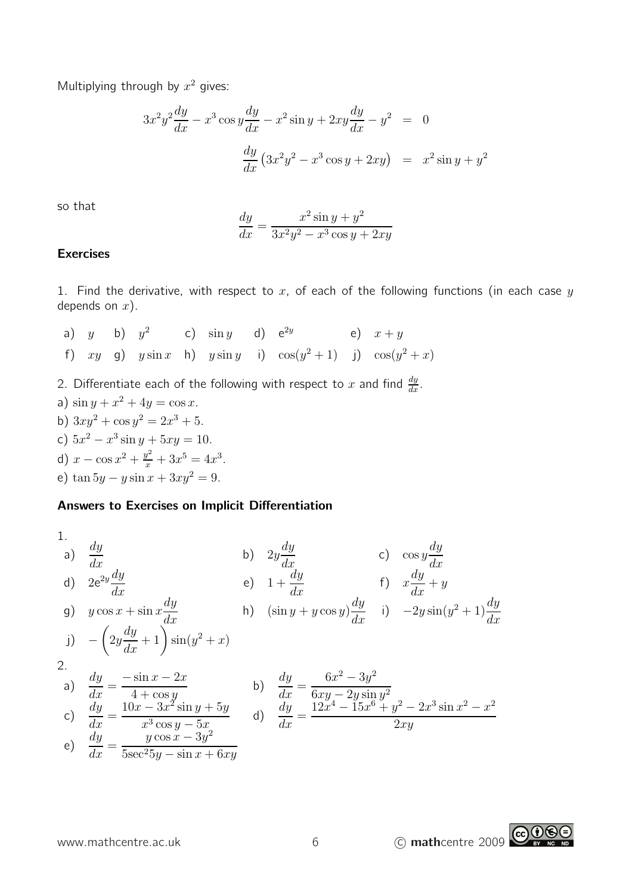Multiplying through by $x^2$ gives:

$$
\begin{aligned}
3x^2y^2\frac{dy}{dx} - x^3\cos y\frac{dy}{dx} - x^2\sin y + 2xy\frac{dy}{dx} - y^2 &= 0 \\
\frac{dy}{dx}\left(3x^2y^2 - x^3\cos y + 2xy\right) &= x^2\sin y + y^2
\end{aligned}
$$

so that

$$
\frac{dy}{dx} = \frac{x^2\sin y + y^2}{3x^2y^2 - x^3\cos y + 2xy}
$$

### Exercises

1. Find the derivative, with respect to $x$, of each of the following functions (in each case $y$ depends on $x$).

a) $y$ b) $y^2$ c) $\sin y$ d) $e^{2y}$ e) $x + y$

f) $xy$ g) $y\sin x$ h) $y\sin y$ i) $\cos(y^2+1)$ j) $\cos(y^2+x)$

2. Differentiate each of the following with respect to $x$ and find $\frac{dy}{dx}$.

a) $\sin y + x^2 + 4y = \cos x$.

b) $3xy^2 + \cos y^2 = 2x^3 + 5$.

c) $5x^2 - x^3\sin y + 5xy = 10$.

d) $x - \cos x^2 + \frac{y^2}{x} + 3x^5 = 4x^3$.

e) $\tan 5y - y\sin x + 3xy^2 = 9$.

### Answers to Exercises on Implicit Differentiation

1.

a) $\dfrac{dy}{dx}$ b) $2y\dfrac{dy}{dx}$ c) $\cos y\dfrac{dy}{dx}$

d) $2e^{2y}\dfrac{dy}{dx}$ e) $1 + \dfrac{dy}{dx}$ f) $x\dfrac{dy}{dx} + y$

g) $y\cos x + \sin x\dfrac{dy}{dx}$ h) $(\sin y + y\cos y)\dfrac{dy}{dx}$ i) $-2y\sin(y^2+1)\dfrac{dy}{dx}$

j) $-\left(2y\dfrac{dy}{dx} + 1\right)\sin(y^2+x)$

2.

a) $\dfrac{dy}{dx} = \dfrac{-\sin x - 2x}{4 + \cos y}$ b) $\dfrac{dy}{dx} = \dfrac{6x^2 - 3y^2}{6xy - 2y\sin y^2}$

c) $\dfrac{dy}{dx} = \dfrac{10x - 3x^2\sin y + 5y}{x^3\cos y - 5x}$ d) $\dfrac{dy}{dx} = \dfrac{12x^4 - 15x^6 + y^2 - 2x^3\sin x^2 - x^2}{2xy}$

e) $\dfrac{dy}{dx} = \dfrac{y\cos x - 3y^2}{5\sec^2 5y - \sin x + 6xy}$